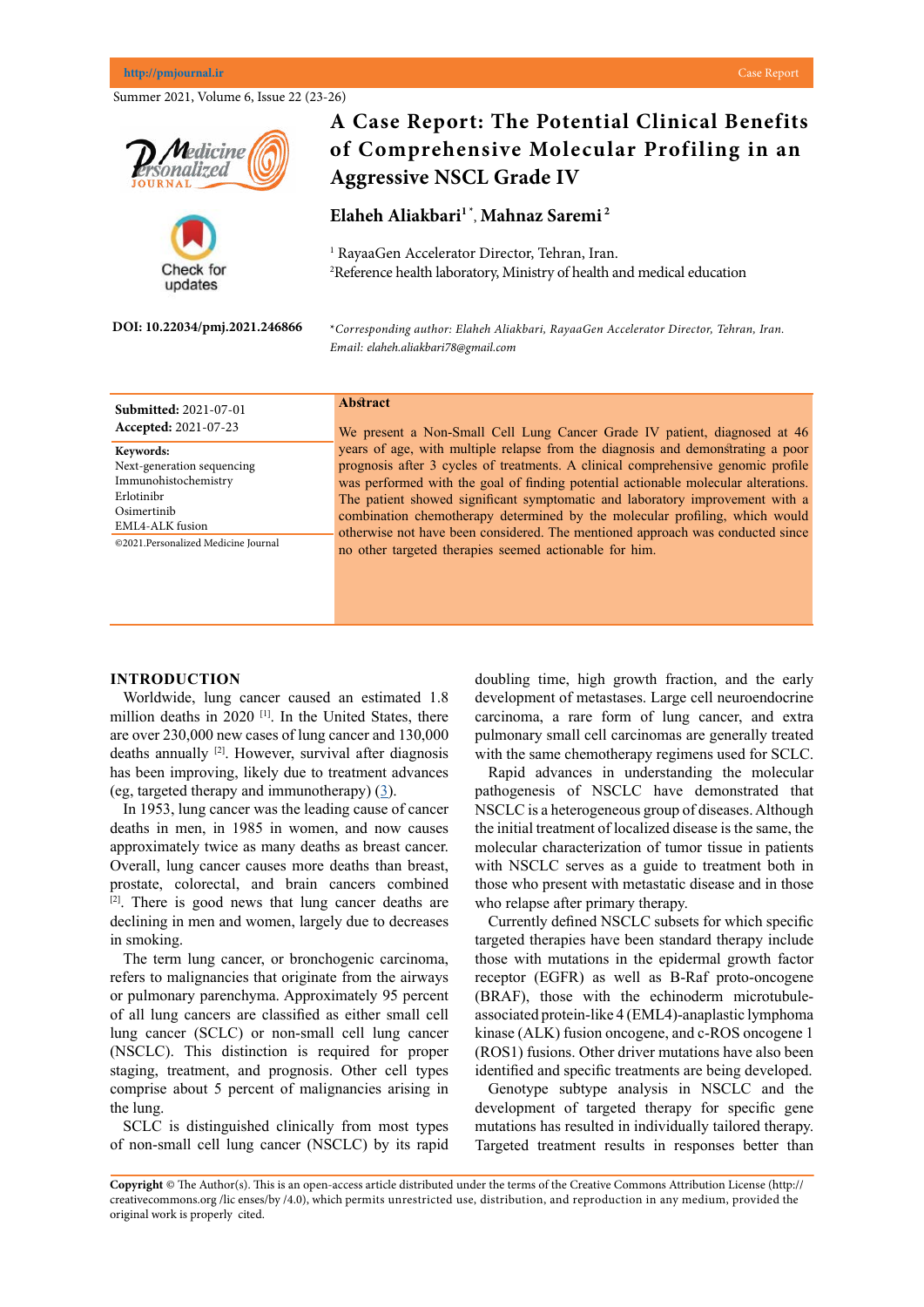# A Case Report: The Potential Clinical Benefits of Comprehensive Molecular Profiling in an Aggressive NSCL Grade IV

**Elaheh Aliakbari**[1 *], **Mahnaz Saremi**[2]

[1] RayaaGen Accelerator Director, Tehran, Iran.
[2]Reference health laboratory, Ministry of health and medical education

**DOI: 10.22034/pmj.2021.246866**

*\*Corresponding author: Elaheh Aliakbari, RayaaGen Accelerator Director, Tehran, Iran. Email: elaheh.aliakbari78@gmail.com*

**Submitted:** 2021-07-01
**Accepted:** 2021-07-23

**Keywords:**
Next-generation sequencing
Immunohistochemistry
Erlotinibr
Osimertinib
EML4-ALK fusion

©2021.Personalized Medicine Journal

## Abstract

We present a Non-Small Cell Lung Cancer Grade IV patient, diagnosed at 46 years of age, with multiple relapse from the diagnosis and demonstrating a poor prognosis after 3 cycles of treatments. A clinical comprehensive genomic profile was performed with the goal of finding potential actionable molecular alterations. The patient showed significant symptomatic and laboratory improvement with a combination chemotherapy determined by the molecular profiling, which would otherwise not have been considered. The mentioned approach was conducted since no other targeted therapies seemed actionable for him.

## INTRODUCTION

Worldwide, lung cancer caused an estimated 1.8 million deaths in 2020 [1]. In the United States, there are over 230,000 new cases of lung cancer and 130,000 deaths annually [2]. However, survival after diagnosis has been improving, likely due to treatment advances (eg, targeted therapy and immunotherapy) (3).

In 1953, lung cancer was the leading cause of cancer deaths in men, in 1985 in women, and now causes approximately twice as many deaths as breast cancer. Overall, lung cancer causes more deaths than breast, prostate, colorectal, and brain cancers combined [2]. There is good news that lung cancer deaths are declining in men and women, largely due to decreases in smoking.

The term lung cancer, or bronchogenic carcinoma, refers to malignancies that originate from the airways or pulmonary parenchyma. Approximately 95 percent of all lung cancers are classified as either small cell lung cancer (SCLC) or non-small cell lung cancer (NSCLC). This distinction is required for proper staging, treatment, and prognosis. Other cell types comprise about 5 percent of malignancies arising in the lung.

SCLC is distinguished clinically from most types of non-small cell lung cancer (NSCLC) by its rapid doubling time, high growth fraction, and the early development of metastases. Large cell neuroendocrine carcinoma, a rare form of lung cancer, and extra pulmonary small cell carcinomas are generally treated with the same chemotherapy regimens used for SCLC.

Rapid advances in understanding the molecular pathogenesis of NSCLC have demonstrated that NSCLC is a heterogeneous group of diseases. Although the initial treatment of localized disease is the same, the molecular characterization of tumor tissue in patients with NSCLC serves as a guide to treatment both in those who present with metastatic disease and in those who relapse after primary therapy.

Currently defined NSCLC subsets for which specific targeted therapies have been standard therapy include those with mutations in the epidermal growth factor receptor (EGFR) as well as B-Raf proto-oncogene (BRAF), those with the echinoderm microtubule-associated protein-like 4 (EML4)-anaplastic lymphoma kinase (ALK) fusion oncogene, and c-ROS oncogene 1 (ROS1) fusions. Other driver mutations have also been identified and specific treatments are being developed.

Genotype subtype analysis in NSCLC and the development of targeted therapy for specific gene mutations has resulted in individually tailored therapy. Targeted treatment results in responses better than

**Copyright** © The Author(s). This is an open-access article distributed under the terms of the Creative Commons Attribution License (http://creativecommons.org /lic enses/by /4.0), which permits unrestricted use, distribution, and reproduction in any medium, provided the original work is properly cited.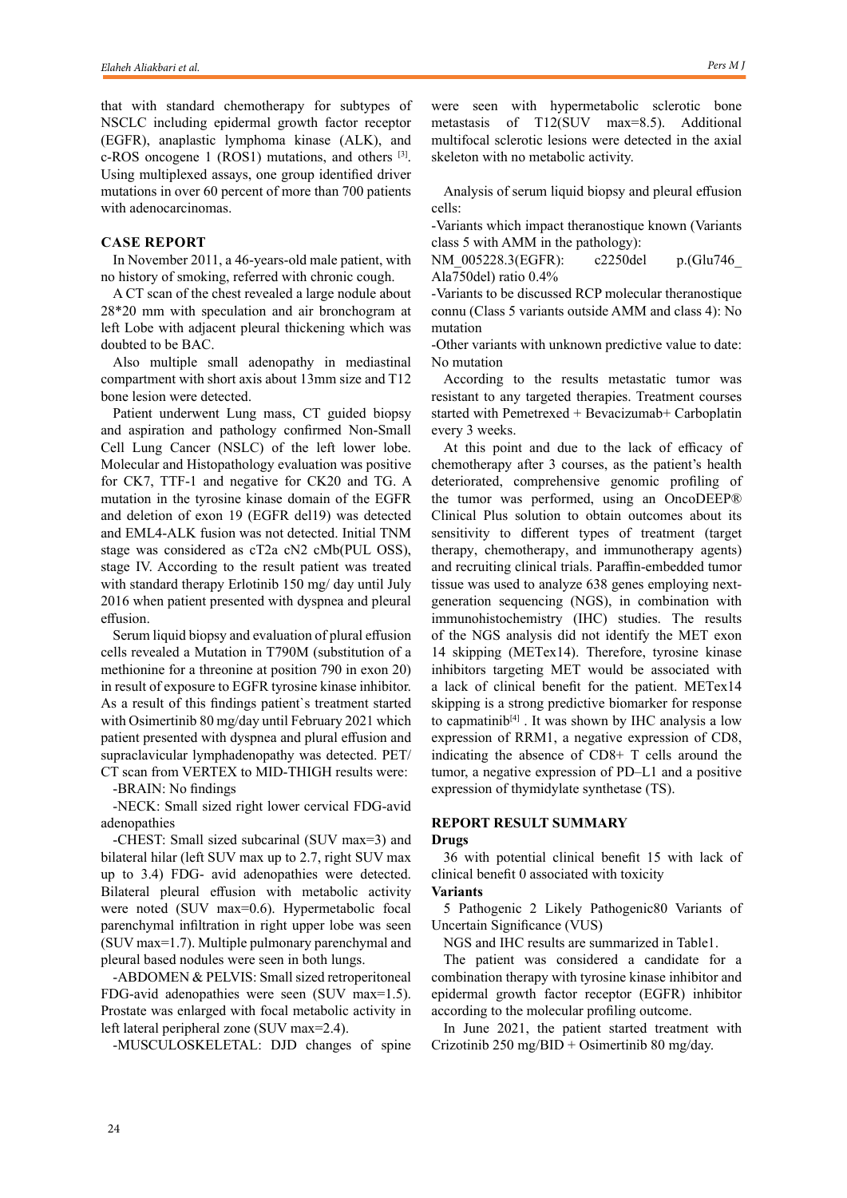that with standard chemotherapy for subtypes of NSCLC including epidermal growth factor receptor (EGFR), anaplastic lymphoma kinase (ALK), and c-ROS oncogene 1 (ROS1) mutations, and others [3]. Using multiplexed assays, one group identified driver mutations in over 60 percent of more than 700 patients with adenocarcinomas.

## CASE REPORT

In November 2011, a 46-years-old male patient, with no history of smoking, referred with chronic cough.

A CT scan of the chest revealed a large nodule about 28*20 mm with speculation and air bronchogram at left Lobe with adjacent pleural thickening which was doubted to be BAC.

Also multiple small adenopathy in mediastinal compartment with short axis about 13mm size and T12 bone lesion were detected.

Patient underwent Lung mass, CT guided biopsy and aspiration and pathology confirmed Non-Small Cell Lung Cancer (NSLC) of the left lower lobe. Molecular and Histopathology evaluation was positive for CK7, TTF-1 and negative for CK20 and TG. A mutation in the tyrosine kinase domain of the EGFR and deletion of exon 19 (EGFR del19) was detected and EML4-ALK fusion was not detected. Initial TNM stage was considered as cT2a cN2 cMb(PUL OSS), stage IV. According to the result patient was treated with standard therapy Erlotinib 150 mg/ day until July 2016 when patient presented with dyspnea and pleural effusion.

Serum liquid biopsy and evaluation of plural effusion cells revealed a Mutation in T790M (substitution of a methionine for a threonine at position 790 in exon 20) in result of exposure to EGFR tyrosine kinase inhibitor. As a result of this findings patient`s treatment started with Osimertinib 80 mg/day until February 2021 which patient presented with dyspnea and plural effusion and supraclavicular lymphadenopathy was detected. PET/CT scan from VERTEX to MID-THIGH results were:

-BRAIN: No findings

-NECK: Small sized right lower cervical FDG-avid adenopathies

-CHEST: Small sized subcarinal (SUV max=3) and bilateral hilar (left SUV max up to 2.7, right SUV max up to 3.4) FDG- avid adenopathies were detected. Bilateral pleural effusion with metabolic activity were noted (SUV max=0.6). Hypermetabolic focal parenchymal infiltration in right upper lobe was seen (SUV max=1.7). Multiple pulmonary parenchymal and pleural based nodules were seen in both lungs.

-ABDOMEN & PELVIS: Small sized retroperitoneal FDG-avid adenopathies were seen (SUV max=1.5). Prostate was enlarged with focal metabolic activity in left lateral peripheral zone (SUV max=2.4).

-MUSCULOSKELETAL: DJD changes of spine were seen with hypermetabolic sclerotic bone metastasis of T12(SUV max=8.5). Additional multifocal sclerotic lesions were detected in the axial skeleton with no metabolic activity.

Analysis of serum liquid biopsy and pleural effusion cells:

-Variants which impact theranostique known (Variants class 5 with AMM in the pathology):

NM_005228.3(EGFR): c2250del p.(Glu746_Ala750del) ratio 0.4%

-Variants to be discussed RCP molecular theranostique connu (Class 5 variants outside AMM and class 4): No mutation

-Other variants with unknown predictive value to date: No mutation

According to the results metastatic tumor was resistant to any targeted therapies. Treatment courses started with Pemetrexed + Bevacizumab+ Carboplatin every 3 weeks.

At this point and due to the lack of efficacy of chemotherapy after 3 courses, as the patient's health deteriorated, comprehensive genomic profiling of the tumor was performed, using an OncoDEEP® Clinical Plus solution to obtain outcomes about its sensitivity to different types of treatment (target therapy, chemotherapy, and immunotherapy agents) and recruiting clinical trials. Paraffin-embedded tumor tissue was used to analyze 638 genes employing next-generation sequencing (NGS), in combination with immunohistochemistry (IHC) studies. The results of the NGS analysis did not identify the MET exon 14 skipping (METex14). Therefore, tyrosine kinase inhibitors targeting MET would be associated with a lack of clinical benefit for the patient. METex14 skipping is a strong predictive biomarker for response to capmatinib[4] . It was shown by IHC analysis a low expression of RRM1, a negative expression of CD8, indicating the absence of CD8+ T cells around the tumor, a negative expression of PD–L1 and a positive expression of thymidylate synthetase (TS).

## REPORT RESULT SUMMARY

**Drugs**

36 with potential clinical benefit 15 with lack of clinical benefit 0 associated with toxicity

**Variants**

5 Pathogenic 2 Likely Pathogenic80 Variants of Uncertain Significance (VUS)

NGS and IHC results are summarized in Table1.

The patient was considered a candidate for a combination therapy with tyrosine kinase inhibitor and epidermal growth factor receptor (EGFR) inhibitor according to the molecular profiling outcome.

In June 2021, the patient started treatment with Crizotinib 250 mg/BID + Osimertinib 80 mg/day.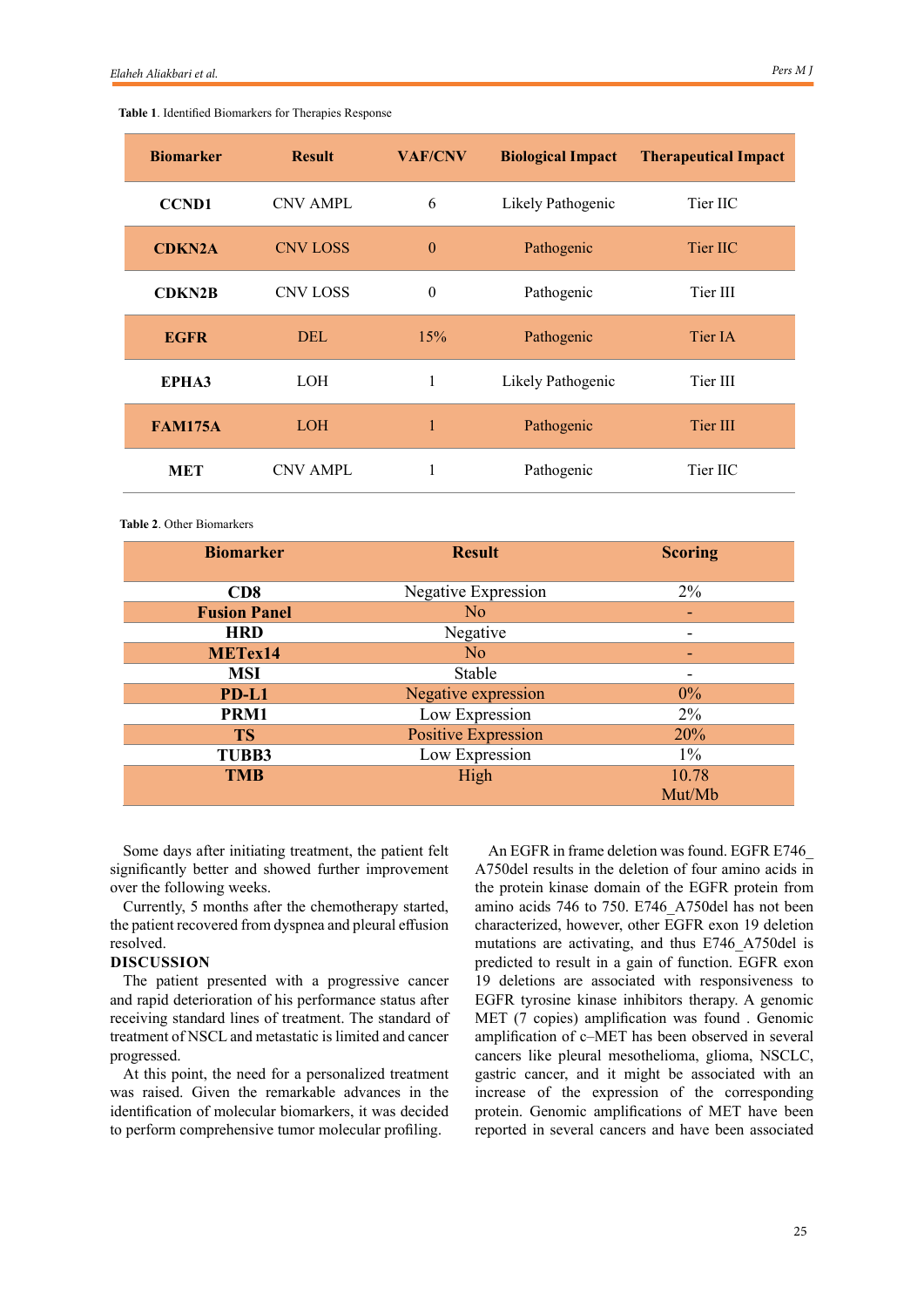**Table 1**. Identified Biomarkers for Therapies Response

| Biomarker | Result | VAF/CNV | Biological Impact | Therapeutical Impact |
|---|---|---|---|---|
| **CCND1** | CNV AMPL | 6 | Likely Pathogenic | Tier IIC |
| **CDKN2A** | CNV LOSS | 0 | Pathogenic | Tier IIC |
| **CDKN2B** | CNV LOSS | 0 | Pathogenic | Tier III |
| **EGFR** | DEL | 15% | Pathogenic | Tier IA |
| **EPHA3** | LOH | 1 | Likely Pathogenic | Tier III |
| **FAM175A** | LOH | 1 | Pathogenic | Tier III |
| **MET** | CNV AMPL | 1 | Pathogenic | Tier IIC |

**Table 2**. Other Biomarkers

| Biomarker | Result | Scoring |
|---|---|---|
| **CD8** | Negative Expression | 2% |
| **Fusion Panel** | No | - |
| **HRD** | Negative | - |
| **METex14** | No | - |
| **MSI** | Stable | - |
| **PD-L1** | Negative expression | 0% |
| **PRM1** | Low Expression | 2% |
| **TS** | Positive Expression | 20% |
| **TUBB3** | Low Expression | 1% |
| **TMB** | High | 10.78 Mut/Mb |

Some days after initiating treatment, the patient felt significantly better and showed further improvement over the following weeks.

Currently, 5 months after the chemotherapy started, the patient recovered from dyspnea and pleural effusion resolved.

## DISCUSSION

The patient presented with a progressive cancer and rapid deterioration of his performance status after receiving standard lines of treatment. The standard of treatment of NSCL and metastatic is limited and cancer progressed.

At this point, the need for a personalized treatment was raised. Given the remarkable advances in the identification of molecular biomarkers, it was decided to perform comprehensive tumor molecular profiling.

An EGFR in frame deletion was found. EGFR E746_A750del results in the deletion of four amino acids in the protein kinase domain of the EGFR protein from amino acids 746 to 750. E746_A750del has not been characterized, however, other EGFR exon 19 deletion mutations are activating, and thus E746_A750del is predicted to result in a gain of function. EGFR exon 19 deletions are associated with responsiveness to EGFR tyrosine kinase inhibitors therapy. A genomic MET (7 copies) amplification was found . Genomic amplification of c–MET has been observed in several cancers like pleural mesothelioma, glioma, NSCLC, gastric cancer, and it might be associated with an increase of the expression of the corresponding protein. Genomic amplifications of MET have been reported in several cancers and have been associated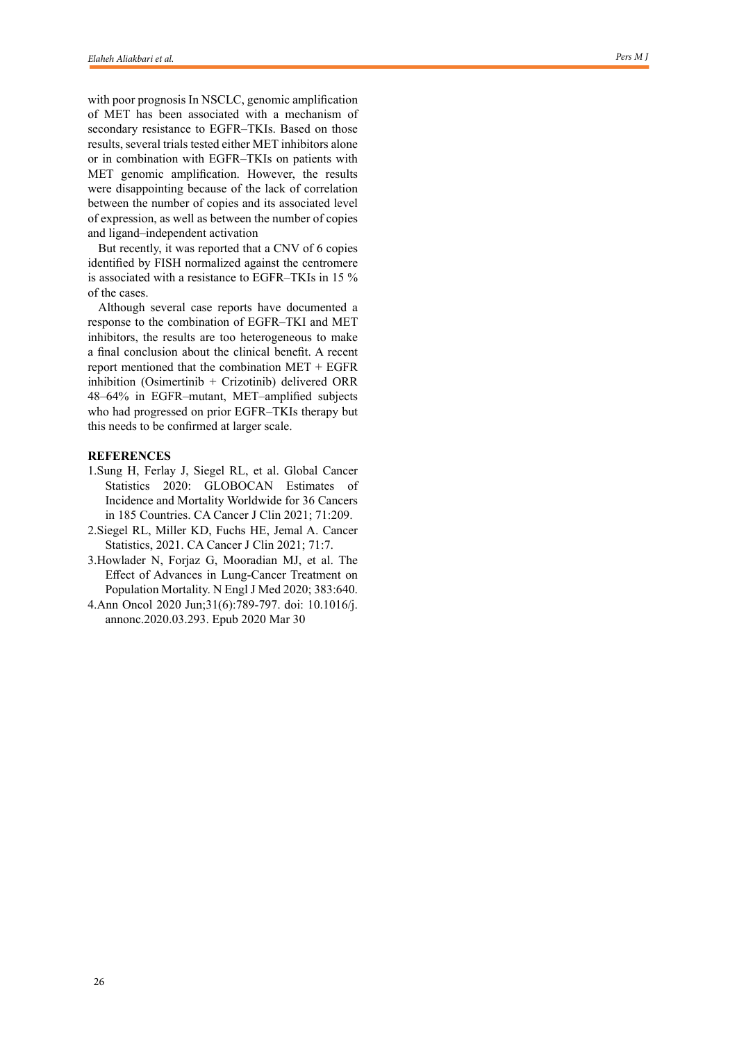with poor prognosis In NSCLC, genomic amplification of MET has been associated with a mechanism of secondary resistance to EGFR–TKIs. Based on those results, several trials tested either MET inhibitors alone or in combination with EGFR–TKIs on patients with MET genomic amplification. However, the results were disappointing because of the lack of correlation between the number of copies and its associated level of expression, as well as between the number of copies and ligand–independent activation

But recently, it was reported that a CNV of 6 copies identified by FISH normalized against the centromere is associated with a resistance to EGFR–TKIs in 15 % of the cases.

Although several case reports have documented a response to the combination of EGFR–TKI and MET inhibitors, the results are too heterogeneous to make a final conclusion about the clinical benefit. A recent report mentioned that the combination MET + EGFR inhibition (Osimertinib + Crizotinib) delivered ORR 48–64% in EGFR–mutant, MET–amplified subjects who had progressed on prior EGFR–TKIs therapy but this needs to be confirmed at larger scale.

## REFERENCES

1. Sung H, Ferlay J, Siegel RL, et al. Global Cancer Statistics 2020: GLOBOCAN Estimates of Incidence and Mortality Worldwide for 36 Cancers in 185 Countries. CA Cancer J Clin 2021; 71:209.
2. Siegel RL, Miller KD, Fuchs HE, Jemal A. Cancer Statistics, 2021. CA Cancer J Clin 2021; 71:7.
3. Howlader N, Forjaz G, Mooradian MJ, et al. The Effect of Advances in Lung-Cancer Treatment on Population Mortality. N Engl J Med 2020; 383:640.
4. Ann Oncol 2020 Jun;31(6):789-797. doi: 10.1016/j.annonc.2020.03.293. Epub 2020 Mar 30